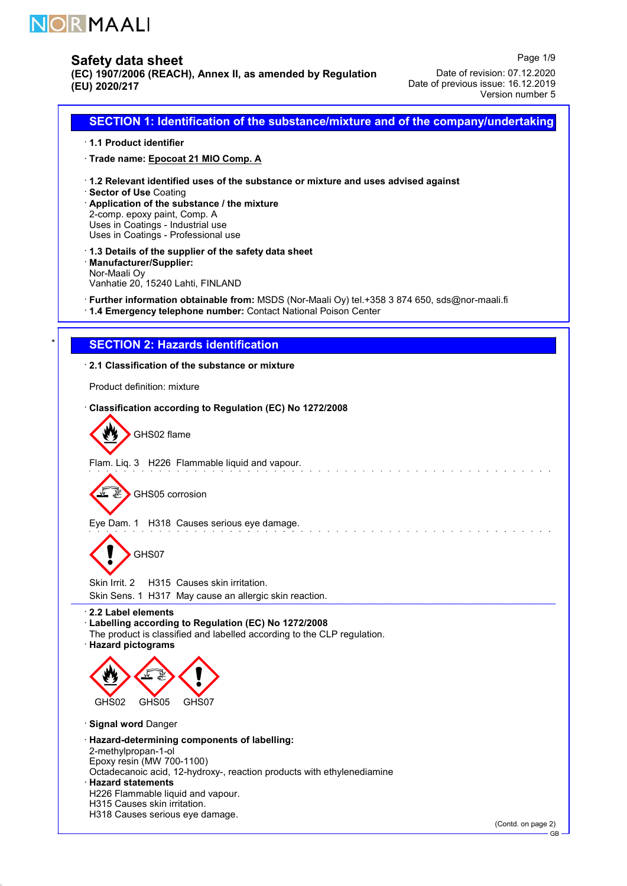# Safety data sheet

**(EC) 1907/2006 (REACH), Annex II, as amended by Regulation (EU) 2020/217**

Date of revision: 07.12.2020
Date of previous issue: 16.12.2019
Version number 5

## SECTION 1: Identification of the substance/mixture and of the company/undertaking

· **1.1 Product identifier**

· **Trade name: Epocoat 21 MIO Comp. A**

· **1.2 Relevant identified uses of the substance or mixture and uses advised against**
· **Sector of Use** Coating
· **Application of the substance / the mixture**
2-comp. epoxy paint, Comp. A
Uses in Coatings - Industrial use
Uses in Coatings - Professional use

· **1.3 Details of the supplier of the safety data sheet**
· **Manufacturer/Supplier:**
Nor-Maali Oy
Vanhatie 20, 15240 Lahti, FINLAND

· **Further information obtainable from:** MSDS (Nor-Maali Oy) tel.+358 3 874 650, sds@nor-maali.fi
· **1.4 Emergency telephone number:** Contact National Poison Center

## SECTION 2: Hazards identification

· **2.1 Classification of the substance or mixture**

Product definition: mixture

· **Classification according to Regulation (EC) No 1272/2008**

GHS02 flame

Flam. Liq. 3 H226 Flammable liquid and vapour.

GHS05 corrosion

Eye Dam. 1 H318 Causes serious eye damage.

GHS07

Skin Irrit. 2 H315 Causes skin irritation.
Skin Sens. 1 H317 May cause an allergic skin reaction.

· **2.2 Label elements**
· **Labelling according to Regulation (EC) No 1272/2008**
The product is classified and labelled according to the CLP regulation.
· **Hazard pictograms**

GHS02 GHS05 GHS07

· **Signal word** Danger

· **Hazard-determining components of labelling:**
2-methylpropan-1-ol
Epoxy resin (MW 700-1100)
Octadecanoic acid, 12-hydroxy-, reaction products with ethylenediamine
· **Hazard statements**
H226 Flammable liquid and vapour.
H315 Causes skin irritation.
H318 Causes serious eye damage.

(Contd. on page 2)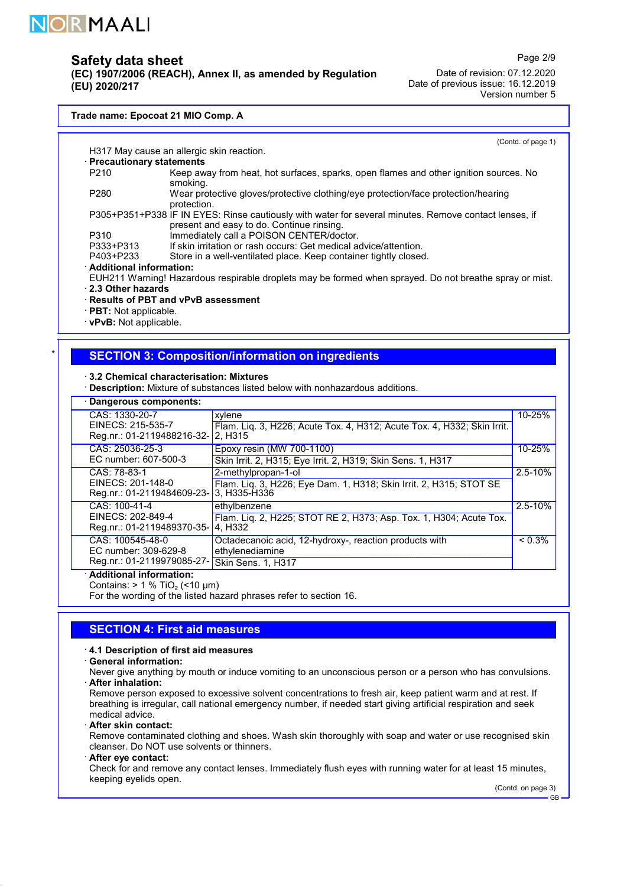Trade name: Epocoat 21 MIO Comp. A

(Contd. of page 1)

H317 May cause an allergic skin reaction.

· **Precautionary statements**

P210 Keep away from heat, hot surfaces, sparks, open flames and other ignition sources. No smoking.

P280 Wear protective gloves/protective clothing/eye protection/face protection/hearing protection.

P305+P351+P338 IF IN EYES: Rinse cautiously with water for several minutes. Remove contact lenses, if present and easy to do. Continue rinsing.

P310 Immediately call a POISON CENTER/doctor.

P333+P313 If skin irritation or rash occurs: Get medical advice/attention.

P403+P233 Store in a well-ventilated place. Keep container tightly closed.

· **Additional information:**

EUH211 Warning! Hazardous respirable droplets may be formed when sprayed. Do not breathe spray or mist.

· **2.3 Other hazards**

· **Results of PBT and vPvB assessment**

· **PBT:** Not applicable.

· **vPvB:** Not applicable.

\*

## SECTION 3: Composition/information on ingredients

· **3.2 Chemical characterisation: Mixtures**

· **Description:** Mixture of substances listed below with nonhazardous additions.

· **Dangerous components:**

| Identifiers | Substance / Classification | Concentration |
|---|---|---|
| CAS: 1330-20-7<br>EINECS: 215-535-7<br>Reg.nr.: 01-2119488216-32- | xylene<br>Flam. Liq. 3, H226; Acute Tox. 4, H312; Acute Tox. 4, H332; Skin Irrit. 2, H315 | 10-25% |
| CAS: 25036-25-3<br>EC number: 607-500-3 | Epoxy resin (MW 700-1100)<br>Skin Irrit. 2, H315; Eye Irrit. 2, H319; Skin Sens. 1, H317 | 10-25% |
| CAS: 78-83-1<br>EINECS: 201-148-0<br>Reg.nr.: 01-2119484609-23- | 2-methylpropan-1-ol<br>Flam. Liq. 3, H226; Eye Dam. 1, H318; Skin Irrit. 2, H315; STOT SE 3, H335-H336 | 2.5-10% |
| CAS: 100-41-4<br>EINECS: 202-849-4<br>Reg.nr.: 01-2119489370-35- | ethylbenzene<br>Flam. Liq. 2, H225; STOT RE 2, H373; Asp. Tox. 1, H304; Acute Tox. 4, H332 | 2.5-10% |
| CAS: 100545-48-0<br>EC number: 309-629-8<br>Reg.nr.: 01-2119979085-27- | Octadecanoic acid, 12-hydroxy-, reaction products with ethylenediamine<br>Skin Sens. 1, H317 | < 0.3% |

· **Additional information:**

Contains: > 1 % $TiO_2$ (<10 µm)

For the wording of the listed hazard phrases refer to section 16.

## SECTION 4: First aid measures

· **4.1 Description of first aid measures**

· **General information:**

Never give anything by mouth or induce vomiting to an unconscious person or a person who has convulsions.

· **After inhalation:**

Remove person exposed to excessive solvent concentrations to fresh air, keep patient warm and at rest. If breathing is irregular, call national emergency number, if needed start giving artificial respiration and seek medical advice.

· **After skin contact:**

Remove contaminated clothing and shoes. Wash skin thoroughly with soap and water or use recognised skin cleanser. Do NOT use solvents or thinners.

· **After eye contact:**

Check for and remove any contact lenses. Immediately flush eyes with running water for at least 15 minutes, keeping eyelids open.

(Contd. on page 3)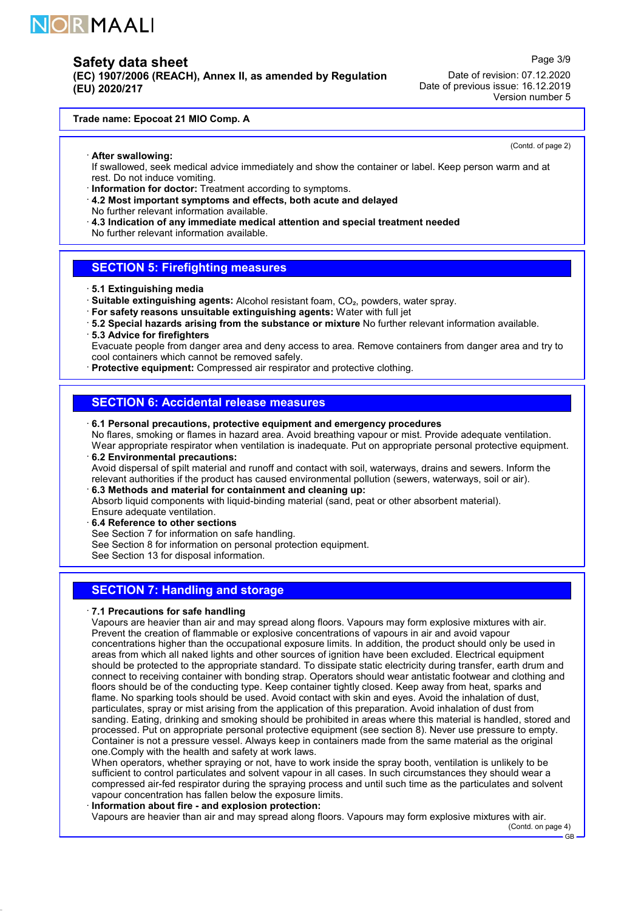**Trade name: Epocoat 21 MIO Comp. A**

(Contd. of page 2)

· **After swallowing:**
If swallowed, seek medical advice immediately and show the container or label. Keep person warm and at rest. Do not induce vomiting.
· **Information for doctor:** Treatment according to symptoms.
· **4.2 Most important symptoms and effects, both acute and delayed**
No further relevant information available.
· **4.3 Indication of any immediate medical attention and special treatment needed**
No further relevant information available.

## SECTION 5: Firefighting measures

· **5.1 Extinguishing media**
· **Suitable extinguishing agents:** Alcohol resistant foam, $CO_2$, powders, water spray.
· **For safety reasons unsuitable extinguishing agents:** Water with full jet
· **5.2 Special hazards arising from the substance or mixture** No further relevant information available.
· **5.3 Advice for firefighters**
Evacuate people from danger area and deny access to area. Remove containers from danger area and try to cool containers which cannot be removed safely.
· **Protective equipment:** Compressed air respirator and protective clothing.

## SECTION 6: Accidental release measures

· **6.1 Personal precautions, protective equipment and emergency procedures**
No flares, smoking or flames in hazard area. Avoid breathing vapour or mist. Provide adequate ventilation. Wear appropriate respirator when ventilation is inadequate. Put on appropriate personal protective equipment.
· **6.2 Environmental precautions:**
Avoid dispersal of spilt material and runoff and contact with soil, waterways, drains and sewers. Inform the relevant authorities if the product has caused environmental pollution (sewers, waterways, soil or air).
· **6.3 Methods and material for containment and cleaning up:**
Absorb liquid components with liquid-binding material (sand, peat or other absorbent material).
Ensure adequate ventilation.
· **6.4 Reference to other sections**
See Section 7 for information on safe handling.
See Section 8 for information on personal protection equipment.
See Section 13 for disposal information.

## SECTION 7: Handling and storage

· **7.1 Precautions for safe handling**
Vapours are heavier than air and may spread along floors. Vapours may form explosive mixtures with air. Prevent the creation of flammable or explosive concentrations of vapours in air and avoid vapour concentrations higher than the occupational exposure limits. In addition, the product should only be used in areas from which all naked lights and other sources of ignition have been excluded. Electrical equipment should be protected to the appropriate standard. To dissipate static electricity during transfer, earth drum and connect to receiving container with bonding strap. Operators should wear antistatic footwear and clothing and floors should be of the conducting type. Keep container tightly closed. Keep away from heat, sparks and flame. No sparking tools should be used. Avoid contact with skin and eyes. Avoid the inhalation of dust, particulates, spray or mist arising from the application of this preparation. Avoid inhalation of dust from sanding. Eating, drinking and smoking should be prohibited in areas where this material is handled, stored and processed. Put on appropriate personal protective equipment (see section 8). Never use pressure to empty. Container is not a pressure vessel. Always keep in containers made from the same material as the original one.Comply with the health and safety at work laws.
When operators, whether spraying or not, have to work inside the spray booth, ventilation is unlikely to be sufficient to control particulates and solvent vapour in all cases. In such circumstances they should wear a compressed air-fed respirator during the spraying process and until such time as the particulates and solvent vapour concentration has fallen below the exposure limits.
· **Information about fire - and explosion protection:**
Vapours are heavier than air and may spread along floors. Vapours may form explosive mixtures with air.

(Contd. on page 4)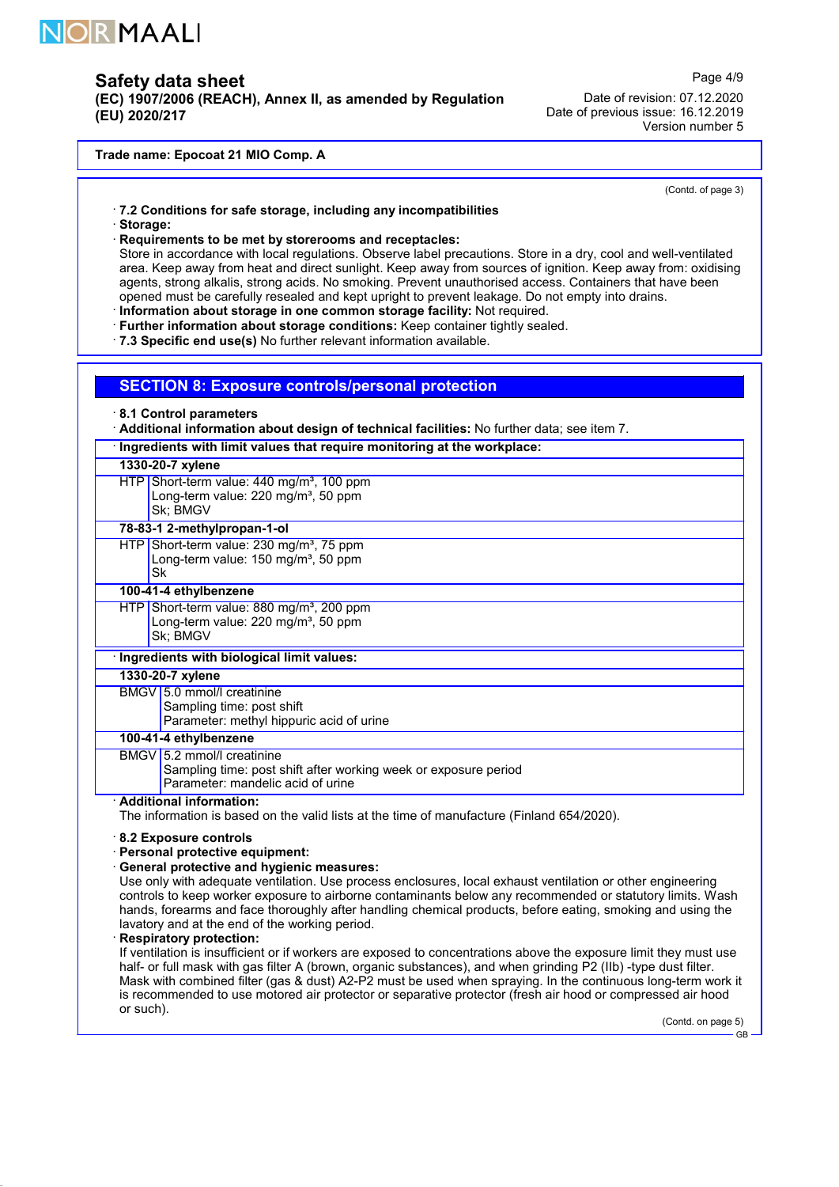**Trade name: Epocoat 21 MIO Comp. A**

(Contd. of page 3)

· **7.2 Conditions for safe storage, including any incompatibilities**
· **Storage:**
· **Requirements to be met by storerooms and receptacles:**
Store in accordance with local regulations. Observe label precautions. Store in a dry, cool and well-ventilated area. Keep away from heat and direct sunlight. Keep away from sources of ignition. Keep away from: oxidising agents, strong alkalis, strong acids. No smoking. Prevent unauthorised access. Containers that have been opened must be carefully resealed and kept upright to prevent leakage. Do not empty into drains.
· **Information about storage in one common storage facility:** Not required.
· **Further information about storage conditions:** Keep container tightly sealed.
· **7.3 Specific end use(s)** No further relevant information available.

## SECTION 8: Exposure controls/personal protection

· **8.1 Control parameters**
· **Additional information about design of technical facilities:** No further data; see item 7.

· **Ingredients with limit values that require monitoring at the workplace:**

| | |
|---|---|
| **1330-20-7 xylene** | |
| HTP | Short-term value: 440 mg/m³, 100 ppm<br>Long-term value: 220 mg/m³, 50 ppm<br>Sk; BMGV |
| **78-83-1 2-methylpropan-1-ol** | |
| HTP | Short-term value: 230 mg/m³, 75 ppm<br>Long-term value: 150 mg/m³, 50 ppm<br>Sk |
| **100-41-4 ethylbenzene** | |
| HTP | Short-term value: 880 mg/m³, 200 ppm<br>Long-term value: 220 mg/m³, 50 ppm<br>Sk; BMGV |

· **Ingredients with biological limit values:**

| | |
|---|---|
| **1330-20-7 xylene** | |
| BMGV | 5.0 mmol/l creatinine<br>Sampling time: post shift<br>Parameter: methyl hippuric acid of urine |
| **100-41-4 ethylbenzene** | |
| BMGV | 5.2 mmol/l creatinine<br>Sampling time: post shift after working week or exposure period<br>Parameter: mandelic acid of urine |

· **Additional information:**
The information is based on the valid lists at the time of manufacture (Finland 654/2020).

· **8.2 Exposure controls**
· **Personal protective equipment:**
· **General protective and hygienic measures:**
Use only with adequate ventilation. Use process enclosures, local exhaust ventilation or other engineering controls to keep worker exposure to airborne contaminants below any recommended or statutory limits. Wash hands, forearms and face thoroughly after handling chemical products, before eating, smoking and using the lavatory and at the end of the working period.
· **Respiratory protection:**
If ventilation is insufficient or if workers are exposed to concentrations above the exposure limit they must use half- or full mask with gas filter A (brown, organic substances), and when grinding P2 (IIb) -type dust filter. Mask with combined filter (gas & dust) A2-P2 must be used when spraying. In the continuous long-term work it is recommended to use motored air protector or separative protector (fresh air hood or compressed air hood or such).

(Contd. on page 5)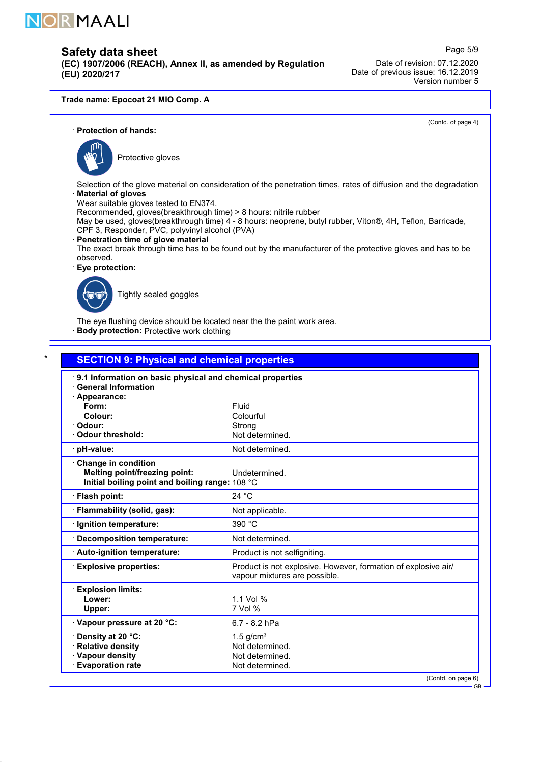# Safety data sheet

**(EC) 1907/2006 (REACH), Annex II, as amended by Regulation (EU) 2020/217**

Date of revision: 07.12.2020
Date of previous issue: 16.12.2019
Version number 5

**Trade name: Epocoat 21 MIO Comp. A**

(Contd. of page 4)

· **Protection of hands:**

Protective gloves

Selection of the glove material on consideration of the penetration times, rates of diffusion and the degradation

· **Material of gloves**

Wear suitable gloves tested to EN374.
Recommended, gloves(breakthrough time) > 8 hours: nitrile rubber
May be used, gloves(breakthrough time) 4 - 8 hours: neoprene, butyl rubber, Viton®, 4H, Teflon, Barricade, CPF 3, Responder, PVC, polyvinyl alcohol (PVA)

· **Penetration time of glove material**

The exact break through time has to be found out by the manufacturer of the protective gloves and has to be observed.

· **Eye protection:**

Tightly sealed goggles

The eye flushing device should be located near the the paint work area.

· **Body protection:** Protective work clothing

## SECTION 9: Physical and chemical properties

| | |
|---|---|
| · **9.1 Information on basic physical and chemical properties** | |
| · **General Information** | |
| · **Appearance:** | |
| **Form:** | Fluid |
| **Colour:** | Colourful |
| · **Odour:** | Strong |
| · **Odour threshold:** | Not determined. |
| · **pH-value:** | Not determined. |
| · **Change in condition** | |
| **Melting point/freezing point:** | Undetermined. |
| **Initial boiling point and boiling range:** | 108 °C |
| · **Flash point:** | 24 °C |
| · **Flammability (solid, gas):** | Not applicable. |
| · **Ignition temperature:** | 390 °C |
| · **Decomposition temperature:** | Not determined. |
| · **Auto-ignition temperature:** | Product is not selfigniting. |
| · **Explosive properties:** | Product is not explosive. However, formation of explosive air/vapour mixtures are possible. |
| · **Explosion limits:** | |
| **Lower:** | 1.1 Vol % |
| **Upper:** | 7 Vol % |
| · **Vapour pressure at 20 °C:** | 6.7 - 8.2 hPa |
| · **Density at 20 °C:** | 1.5 g/cm³ |
| · **Relative density** | Not determined. |
| · **Vapour density** | Not determined. |
| · **Evaporation rate** | Not determined. |

(Contd. on page 6)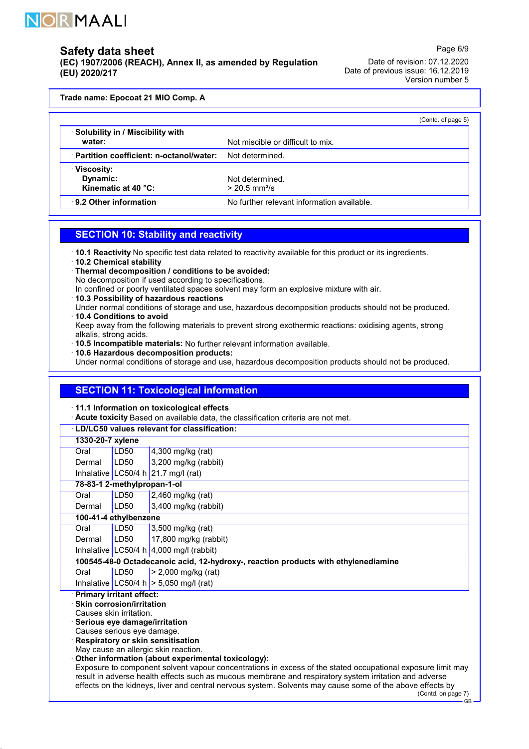Trade name: Epocoat 21 MIO Comp. A

(Contd. of page 5)

| | |
|---|---|
| · Solubility in / Miscibility with water: | Not miscible or difficult to mix. |
| · Partition coefficient: n-octanol/water: | Not determined. |
| · Viscosity: Dynamic: | Not determined. |
| Kinematic at 40 °C: | > 20.5 mm²/s |
| · 9.2 Other information | No further relevant information available. |

## SECTION 10: Stability and reactivity

· **10.1 Reactivity** No specific test data related to reactivity available for this product or its ingredients.
· **10.2 Chemical stability**
· **Thermal decomposition / conditions to be avoided:**
No decomposition if used according to specifications.
In confined or poorly ventilated spaces solvent may form an explosive mixture with air.
· **10.3 Possibility of hazardous reactions**
Under normal conditions of storage and use, hazardous decomposition products should not be produced.
· **10.4 Conditions to avoid**
Keep away from the following materials to prevent strong exothermic reactions: oxidising agents, strong alkalis, strong acids.
· **10.5 Incompatible materials:** No further relevant information available.
· **10.6 Hazardous decomposition products:**
Under normal conditions of storage and use, hazardous decomposition products should not be produced.

## SECTION 11: Toxicological information

· **11.1 Information on toxicological effects**
· **Acute toxicity** Based on available data, the classification criteria are not met.

· **LD/LC50 values relevant for classification:**

| | | |
|---|---|---|
| **1330-20-7 xylene** | | |
| Oral | LD50 | 4,300 mg/kg (rat) |
| Dermal | LD50 | 3,200 mg/kg (rabbit) |
| Inhalative | LC50/4 h | 21.7 mg/l (rat) |
| **78-83-1 2-methylpropan-1-ol** | | |
| Oral | LD50 | 2,460 mg/kg (rat) |
| Dermal | LD50 | 3,400 mg/kg (rabbit) |
| **100-41-4 ethylbenzene** | | |
| Oral | LD50 | 3,500 mg/kg (rat) |
| Dermal | LD50 | 17,800 mg/kg (rabbit) |
| Inhalative | LC50/4 h | 4,000 mg/l (rabbit) |
| **100545-48-0 Octadecanoic acid, 12-hydroxy-, reaction products with ethylenediamine** | | |
| Oral | LD50 | > 2,000 mg/kg (rat) |
| Inhalative | LC50/4 h | > 5,050 mg/l (rat) |

· **Primary irritant effect:**
· **Skin corrosion/irritation**
Causes skin irritation.
· **Serious eye damage/irritation**
Causes serious eye damage.
· **Respiratory or skin sensitisation**
May cause an allergic skin reaction.
· **Other information (about experimental toxicology):**
Exposure to component solvent vapour concentrations in excess of the stated occupational exposure limit may result in adverse health effects such as mucous membrane and respiratory system irritation and adverse effects on the kidneys, liver and central nervous system. Solvents may cause some of the above effects by

(Contd. on page 7)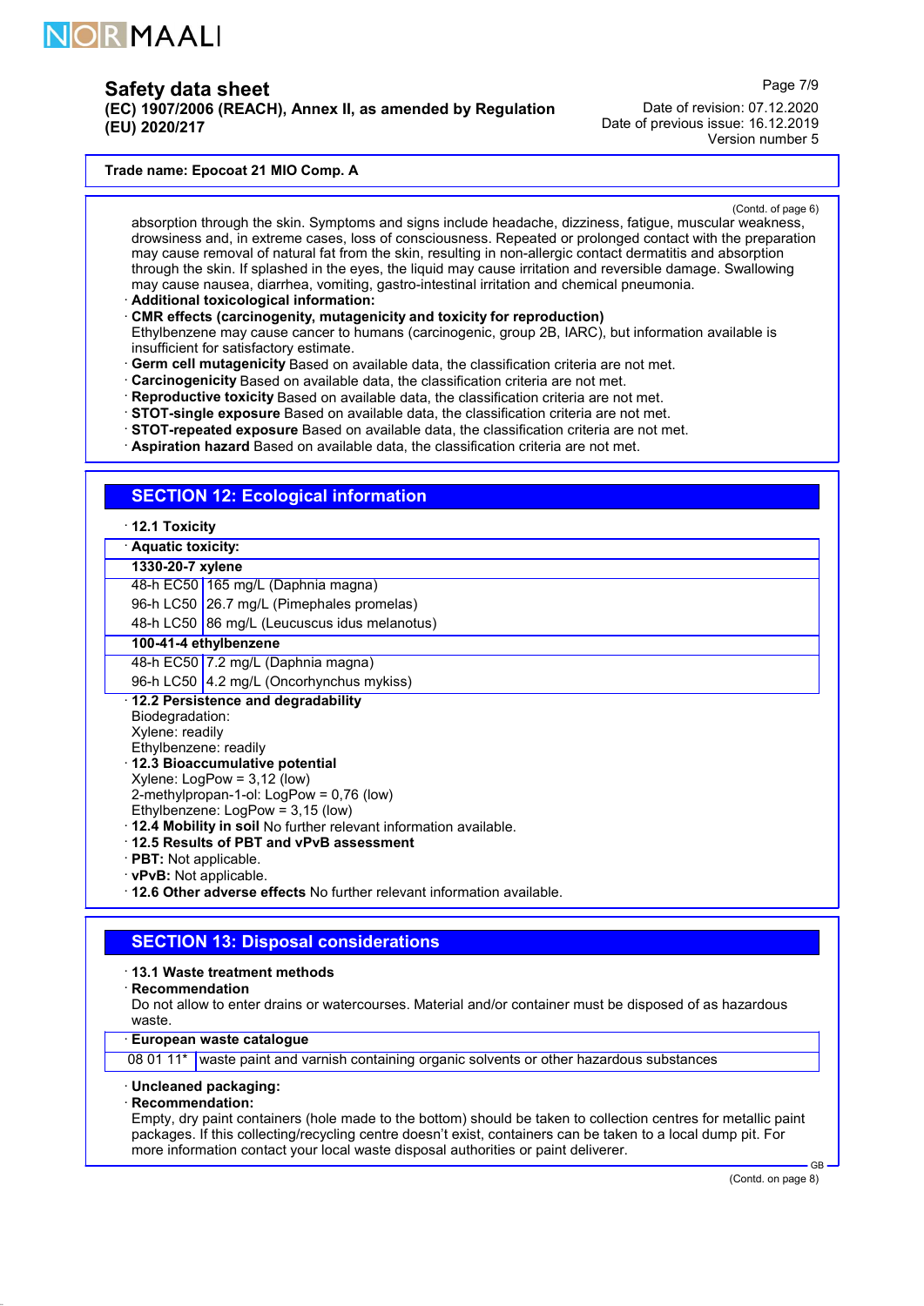**Trade name: Epocoat 21 MIO Comp. A**

(Contd. of page 6)

absorption through the skin. Symptoms and signs include headache, dizziness, fatigue, muscular weakness, drowsiness and, in extreme cases, loss of consciousness. Repeated or prolonged contact with the preparation may cause removal of natural fat from the skin, resulting in non-allergic contact dermatitis and absorption through the skin. If splashed in the eyes, the liquid may cause irritation and reversible damage. Swallowing may cause nausea, diarrhea, vomiting, gastro-intestinal irritation and chemical pneumonia.

· **Additional toxicological information:**

· **CMR effects (carcinogenity, mutagenicity and toxicity for reproduction)**
Ethylbenzene may cause cancer to humans (carcinogenic, group 2B, IARC), but information available is insufficient for satisfactory estimate.

· **Germ cell mutagenicity** Based on available data, the classification criteria are not met.
· **Carcinogenicity** Based on available data, the classification criteria are not met.
· **Reproductive toxicity** Based on available data, the classification criteria are not met.
· **STOT-single exposure** Based on available data, the classification criteria are not met.
· **STOT-repeated exposure** Based on available data, the classification criteria are not met.
· **Aspiration hazard** Based on available data, the classification criteria are not met.

## SECTION 12: Ecological information

· **12.1 Toxicity**

| · **Aquatic toxicity:** | |
|---|---|
| **1330-20-7 xylene** | |
| 48-h EC50 | 165 mg/L (Daphnia magna) |
| 96-h LC50 | 26.7 mg/L (Pimephales promelas) |
| 48-h LC50 | 86 mg/L (Leucuscus idus melanotus) |
| **100-41-4 ethylbenzene** | |
| 48-h EC50 | 7.2 mg/L (Daphnia magna) |
| 96-h LC50 | 4.2 mg/L (Oncorhynchus mykiss) |

· **12.2 Persistence and degradability**
Biodegradation:
Xylene: readily
Ethylbenzene: readily

· **12.3 Bioaccumulative potential**
Xylene: LogPow = 3,12 (low)
2-methylpropan-1-ol: LogPow = 0,76 (low)
Ethylbenzene: LogPow = 3,15 (low)

· **12.4 Mobility in soil** No further relevant information available.
· **12.5 Results of PBT and vPvB assessment**
· **PBT:** Not applicable.
· **vPvB:** Not applicable.
· **12.6 Other adverse effects** No further relevant information available.

## SECTION 13: Disposal considerations

· **13.1 Waste treatment methods**
· **Recommendation**
Do not allow to enter drains or watercourses. Material and/or container must be disposed of as hazardous waste.

| · **European waste catalogue** | |
|---|---|
| 08 01 11* | waste paint and varnish containing organic solvents or other hazardous substances |

· **Uncleaned packaging:**
· **Recommendation:**
Empty, dry paint containers (hole made to the bottom) should be taken to collection centres for metallic paint packages. If this collecting/recycling centre doesn't exist, containers can be taken to a local dump pit. For more information contact your local waste disposal authorities or paint deliverer.

(Contd. on page 8)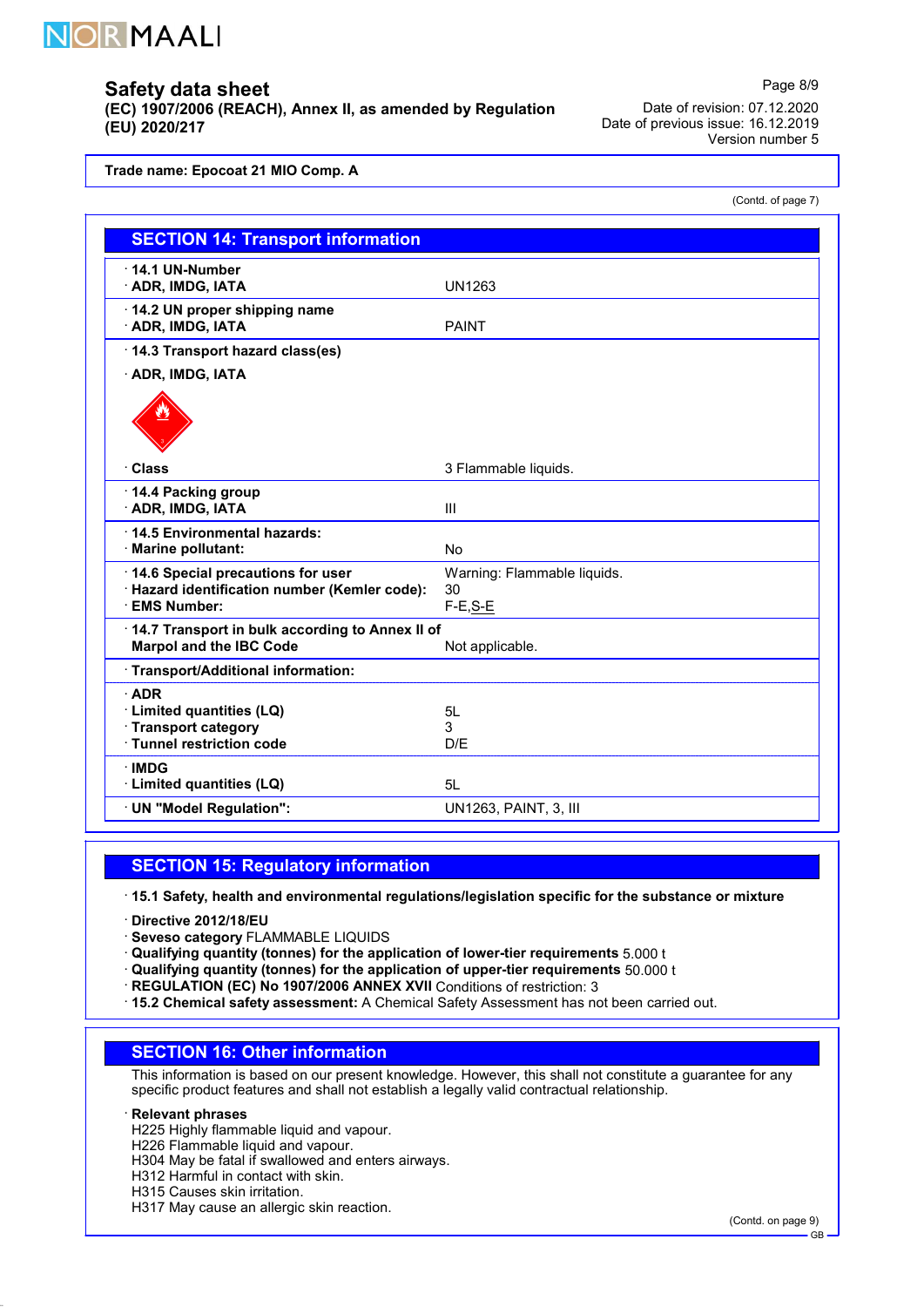## Safety data sheet

**(EC) 1907/2006 (REACH), Annex II, as amended by Regulation (EU) 2020/217**

Date of revision: 07.12.2020
Date of previous issue: 16.12.2019
Version number 5

**Trade name: Epocoat 21 MIO Comp. A**

(Contd. of page 7)

## SECTION 14: Transport information

| | |
|---|---|
| · **14.1 UN-Number** · **ADR, IMDG, IATA** | UN1263 |
| · **14.2 UN proper shipping name** · **ADR, IMDG, IATA** | PAINT |
| · **14.3 Transport hazard class(es)** · **ADR, IMDG, IATA** | |
| · **Class** | 3 Flammable liquids. |
| · **14.4 Packing group** · **ADR, IMDG, IATA** | III |
| · **14.5 Environmental hazards:** · **Marine pollutant:** | No |
| · **14.6 Special precautions for user** | Warning: Flammable liquids. |
| · **Hazard identification number (Kemler code):** | 30 |
| · **EMS Number:** | F-E,S-E |
| · **14.7 Transport in bulk according to Annex II of Marpol and the IBC Code** | Not applicable. |
| · **Transport/Additional information:** | |
| · **ADR** | |
| · **Limited quantities (LQ)** | 5L |
| · **Transport category** | 3 |
| · **Tunnel restriction code** | D/E |
| · **IMDG** | |
| · **Limited quantities (LQ)** | 5L |
| · **UN "Model Regulation":** | UN1263, PAINT, 3, III |

## SECTION 15: Regulatory information

· **15.1 Safety, health and environmental regulations/legislation specific for the substance or mixture**

· **Directive 2012/18/EU**
· **Seveso category** FLAMMABLE LIQUIDS
· **Qualifying quantity (tonnes) for the application of lower-tier requirements** 5.000 t
· **Qualifying quantity (tonnes) for the application of upper-tier requirements** 50.000 t
· **REGULATION (EC) No 1907/2006 ANNEX XVII** Conditions of restriction: 3
· **15.2 Chemical safety assessment:** A Chemical Safety Assessment has not been carried out.

## SECTION 16: Other information

This information is based on our present knowledge. However, this shall not constitute a guarantee for any specific product features and shall not establish a legally valid contractual relationship.

· **Relevant phrases**
H225 Highly flammable liquid and vapour.
H226 Flammable liquid and vapour.
H304 May be fatal if swallowed and enters airways.
H312 Harmful in contact with skin.
H315 Causes skin irritation.
H317 May cause an allergic skin reaction.

(Contd. on page 9)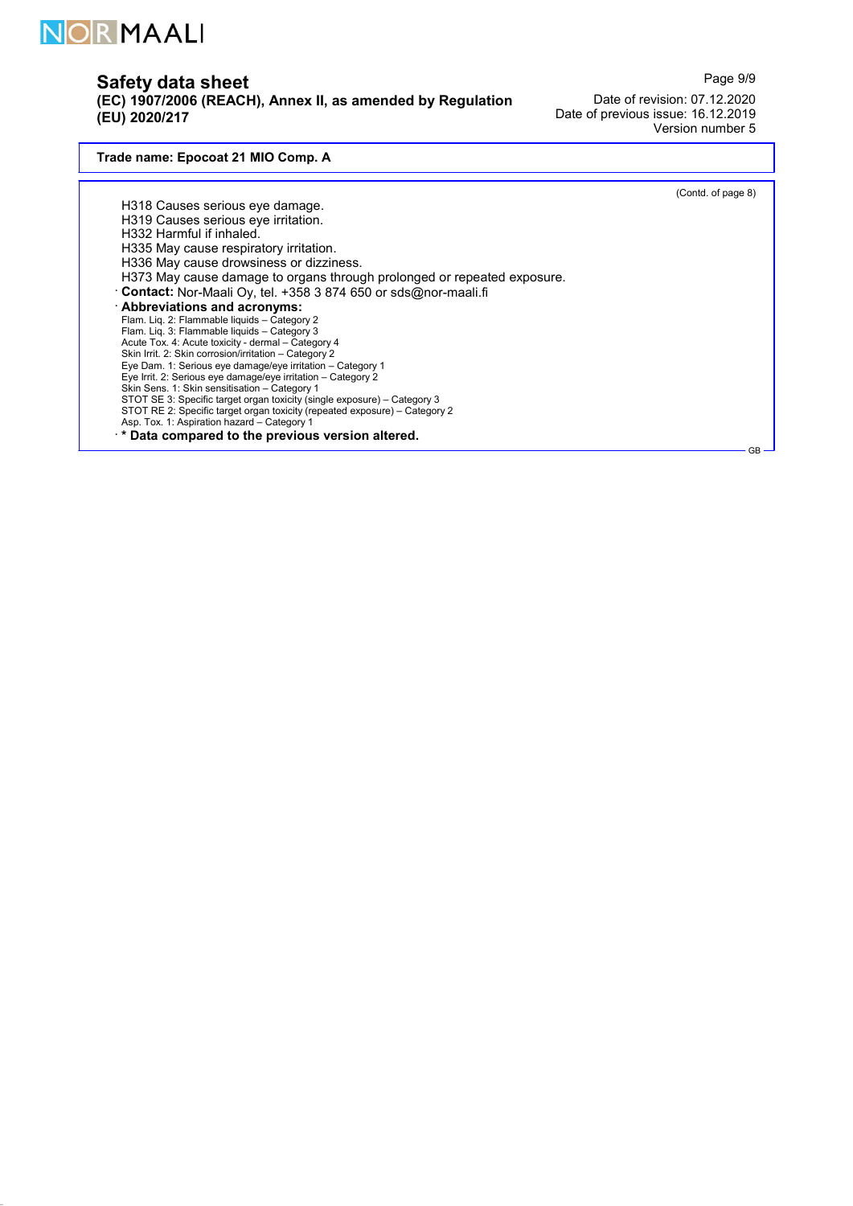(Contd. of page 8)

H318 Causes serious eye damage.
H319 Causes serious eye irritation.
H332 Harmful if inhaled.
H335 May cause respiratory irritation.
H336 May cause drowsiness or dizziness.
H373 May cause damage to organs through prolonged or repeated exposure.

· **Contact:** Nor-Maali Oy, tel. +358 3 874 650 or sds@nor-maali.fi

· **Abbreviations and acronyms:**
Flam. Liq. 2: Flammable liquids – Category 2
Flam. Liq. 3: Flammable liquids – Category 3
Acute Tox. 4: Acute toxicity - dermal – Category 4
Skin Irrit. 2: Skin corrosion/irritation – Category 2
Eye Dam. 1: Serious eye damage/eye irritation – Category 1
Eye Irrit. 2: Serious eye damage/eye irritation – Category 2
Skin Sens. 1: Skin sensitisation – Category 1
STOT SE 3: Specific target organ toxicity (single exposure) – Category 3
STOT RE 2: Specific target organ toxicity (repeated exposure) – Category 2
Asp. Tox. 1: Aspiration hazard – Category 1

· **\* Data compared to the previous version altered.**